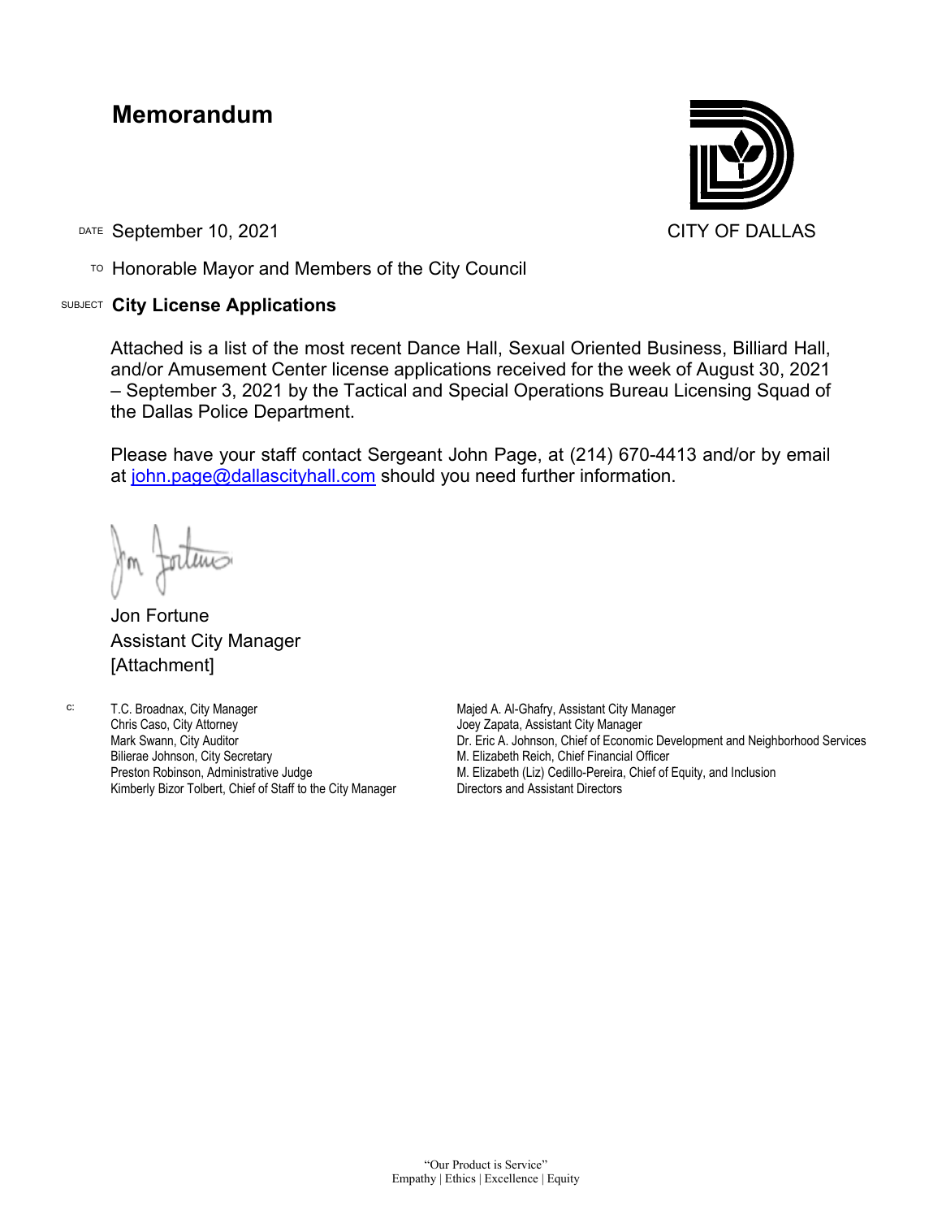# Memorandum

CITY OF DALLAS

DATE September 10, 2021

TO Honorable Mayor and Members of the City Council

SUBJECT **City License Applications**

Attached is a list of the most recent Dance Hall, Sexual Oriented Business, Billiard Hall, and/or Amusement Center license applications received for the week of August 30, 2021 – September 3, 2021 by the Tactical and Special Operations Bureau Licensing Squad of the Dallas Police Department.

Please have your staff contact Sergeant John Page, at (214) 670-4413 and/or by email at john.page@dallascityhall.com should you need further information.

Jon Fortune
Assistant City Manager
[Attachment]

c:
T.C. Broadnax, City Manager
Chris Caso, City Attorney
Mark Swann, City Auditor
Bilierae Johnson, City Secretary
Preston Robinson, Administrative Judge
Kimberly Bizor Tolbert, Chief of Staff to the City Manager
Majed A. Al-Ghafry, Assistant City Manager
Joey Zapata, Assistant City Manager
Dr. Eric A. Johnson, Chief of Economic Development and Neighborhood Services
M. Elizabeth Reich, Chief Financial Officer
M. Elizabeth (Liz) Cedillo-Pereira, Chief of Equity, and Inclusion
Directors and Assistant Directors

"Our Product is Service"
Empathy | Ethics | Excellence | Equity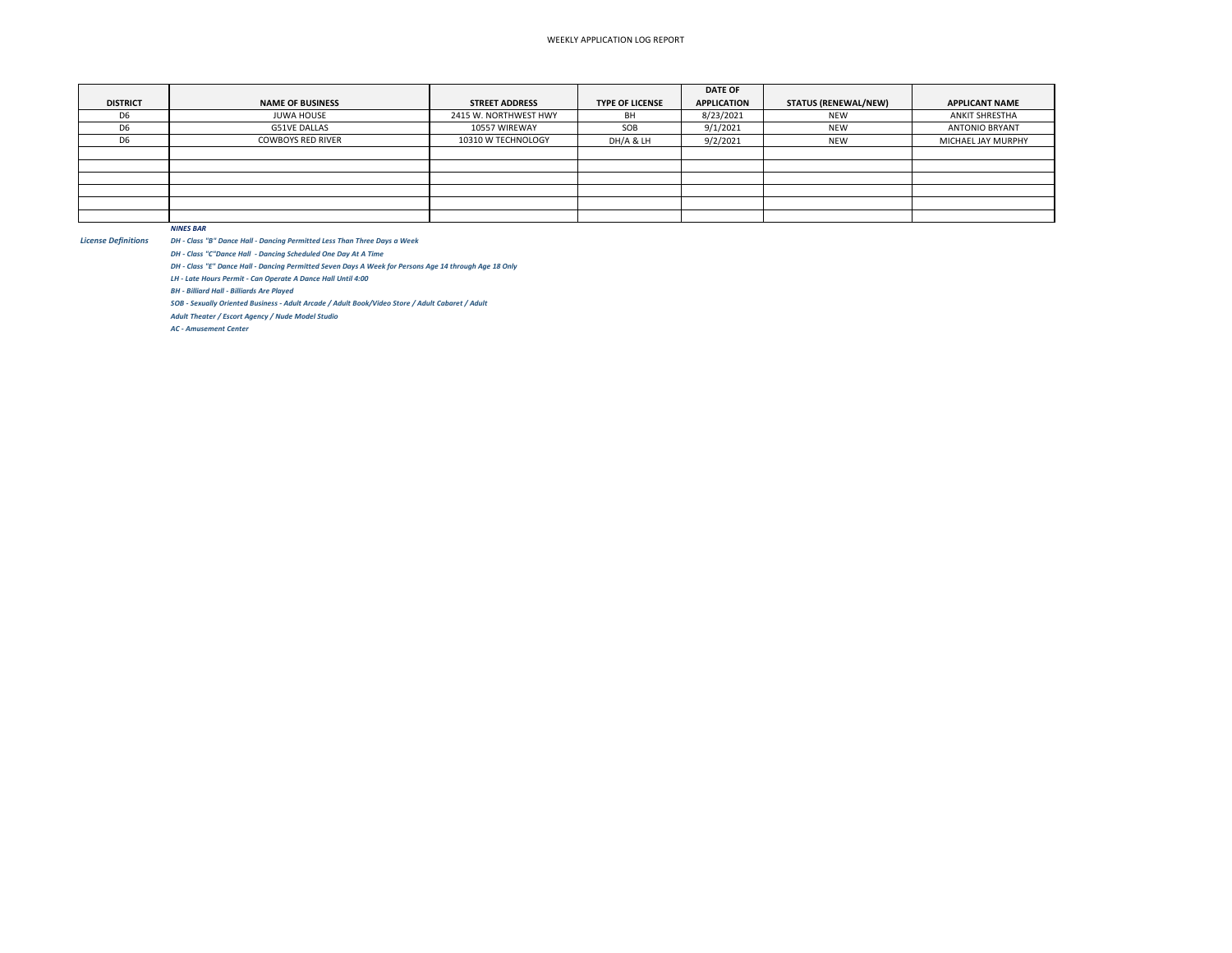WEEKLY APPLICATION LOG REPORT

| DISTRICT | NAME OF BUSINESS | STREET ADDRESS | TYPE OF LICENSE | DATE OF APPLICATION | STATUS (RENEWAL/NEW) | APPLICANT NAME |
|---|---|---|---|---|---|---|
| D6 | JUWA HOUSE | 2415 W. NORTHWEST HWY | BH | 8/23/2021 | NEW | ANKIT SHRESTHA |
| D6 | G51VE DALLAS | 10557 WIREWAY | SOB | 9/1/2021 | NEW | ANTONIO BRYANT |
| D6 | COWBOYS RED RIVER | 10310 W TECHNOLOGY | DH/A & LH | 9/2/2021 | NEW | MICHAEL JAY MURPHY |
| | | | | | | |
| | | | | | | |
| | | | | | | |
| | | | | | | |
| | | | | | | |
| | | | | | | |

***NINES BAR***

***License Definitions***

***DH - Class "B" Dance Hall - Dancing Permitted Less Than Three Days a Week***

***DH - Class "C"Dance Hall - Dancing Scheduled One Day At A Time***

***DH - Class "E" Dance Hall - Dancing Permitted Seven Days A Week for Persons Age 14 through Age 18 Only***

***LH - Late Hours Permit - Can Operate A Dance Hall Until 4:00***

***BH - Billiard Hall - Billiards Are Played***

***SOB - Sexually Oriented Business - Adult Arcade / Adult Book/Video Store / Adult Cabaret / Adult***

***Adult Theater / Escort Agency / Nude Model Studio***

***AC - Amusement Center***